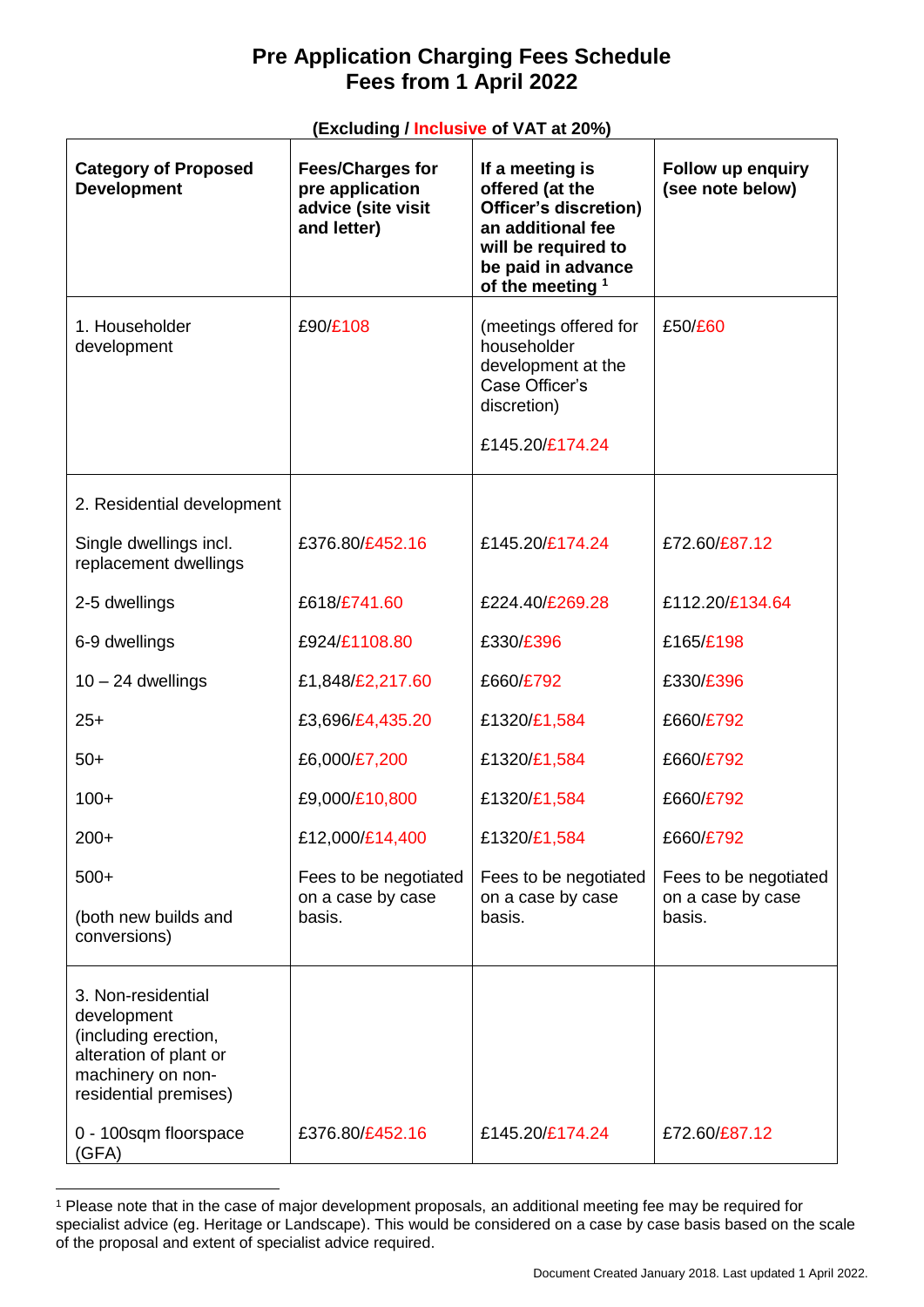# Pre Application Charging Fees Schedule
# Fees from 1 April 2022

**(Excluding / Inclusive of VAT at 20%)**

| Category of Proposed Development | Fees/Charges for pre application advice (site visit and letter) | If a meeting is offered (at the Officer's discretion) an additional fee will be required to be paid in advance of the meeting [1] | Follow up enquiry (see note below) |
|---|---|---|---|
| 1. Householder development | £90/£108 | (meetings offered for householder development at the Case Officer's discretion) £145.20/£174.24 | £50/£60 |
| 2. Residential development | | | |
| Single dwellings incl. replacement dwellings | £376.80/£452.16 | £145.20/£174.24 | £72.60/£87.12 |
| 2-5 dwellings | £618/£741.60 | £224.40/£269.28 | £112.20/£134.64 |
| 6-9 dwellings | £924/£1108.80 | £330/£396 | £165/£198 |
| 10 – 24 dwellings | £1,848/£2,217.60 | £660/£792 | £330/£396 |
| 25+ | £3,696/£4,435.20 | £1320/£1,584 | £660/£792 |
| 50+ | £6,000/£7,200 | £1320/£1,584 | £660/£792 |
| 100+ | £9,000/£10,800 | £1320/£1,584 | £660/£792 |
| 200+ | £12,000/£14,400 | £1320/£1,584 | £660/£792 |
| 500+ (both new builds and conversions) | Fees to be negotiated on a case by case basis. | Fees to be negotiated on a case by case basis. | Fees to be negotiated on a case by case basis. |
| 3. Non-residential development (including erection, alteration of plant or machinery on non-residential premises) | | | |
| 0 - 100sqm floorspace (GFA) | £376.80/£452.16 | £145.20/£174.24 | £72.60/£87.12 |

[1] Please note that in the case of major development proposals, an additional meeting fee may be required for specialist advice (eg. Heritage or Landscape). This would be considered on a case by case basis based on the scale of the proposal and extent of specialist advice required.

Document Created January 2018. Last updated 1 April 2022.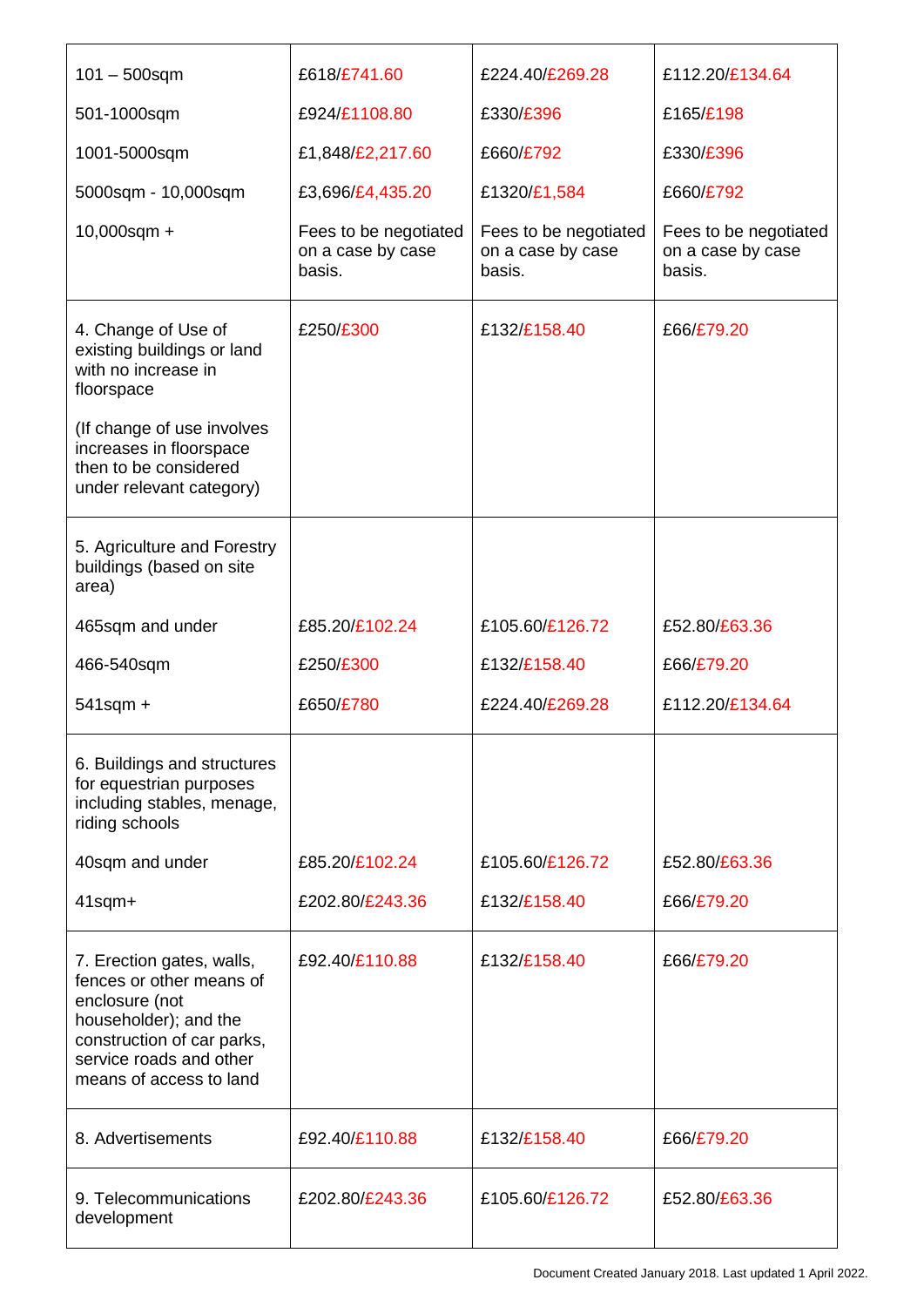| | | | |
|---|---|---|---|
| 101 – 500sqm<br>501-1000sqm<br>1001-5000sqm<br>5000sqm - 10,000sqm<br>10,000sqm + | £618/£741.60<br>£924/£1108.80<br>£1,848/£2,217.60<br>£3,696/£4,435.20<br>Fees to be negotiated on a case by case basis. | £224.40/£269.28<br>£330/£396<br>£660/£792<br>£1320/£1,584<br>Fees to be negotiated on a case by case basis. | £112.20/£134.64<br>£165/£198<br>£330/£396<br>£660/£792<br>Fees to be negotiated on a case by case basis. |
| 4. Change of Use of existing buildings or land with no increase in floorspace<br><br>(If change of use involves increases in floorspace then to be considered under relevant category) | £250/£300 | £132/£158.40 | £66/£79.20 |
| 5. Agriculture and Forestry buildings (based on site area)<br>465sqm and under<br>466-540sqm<br>541sqm + | <br>£85.20/£102.24<br>£250/£300<br>£650/£780 | <br>£105.60/£126.72<br>£132/£158.40<br>£224.40/£269.28 | <br>£52.80/£63.36<br>£66/£79.20<br>£112.20/£134.64 |
| 6. Buildings and structures for equestrian purposes including stables, menage, riding schools<br>40sqm and under<br>41sqm+ | <br>£85.20/£102.24<br>£202.80/£243.36 | <br>£105.60/£126.72<br>£132/£158.40 | <br>£52.80/£63.36<br>£66/£79.20 |
| 7. Erection gates, walls, fences or other means of enclosure (not householder); and the construction of car parks, service roads and other means of access to land | £92.40/£110.88 | £132/£158.40 | £66/£79.20 |
| 8. Advertisements | £92.40/£110.88 | £132/£158.40 | £66/£79.20 |
| 9. Telecommunications development | £202.80/£243.36 | £105.60/£126.72 | £52.80/£63.36 |

Document Created January 2018. Last updated 1 April 2022.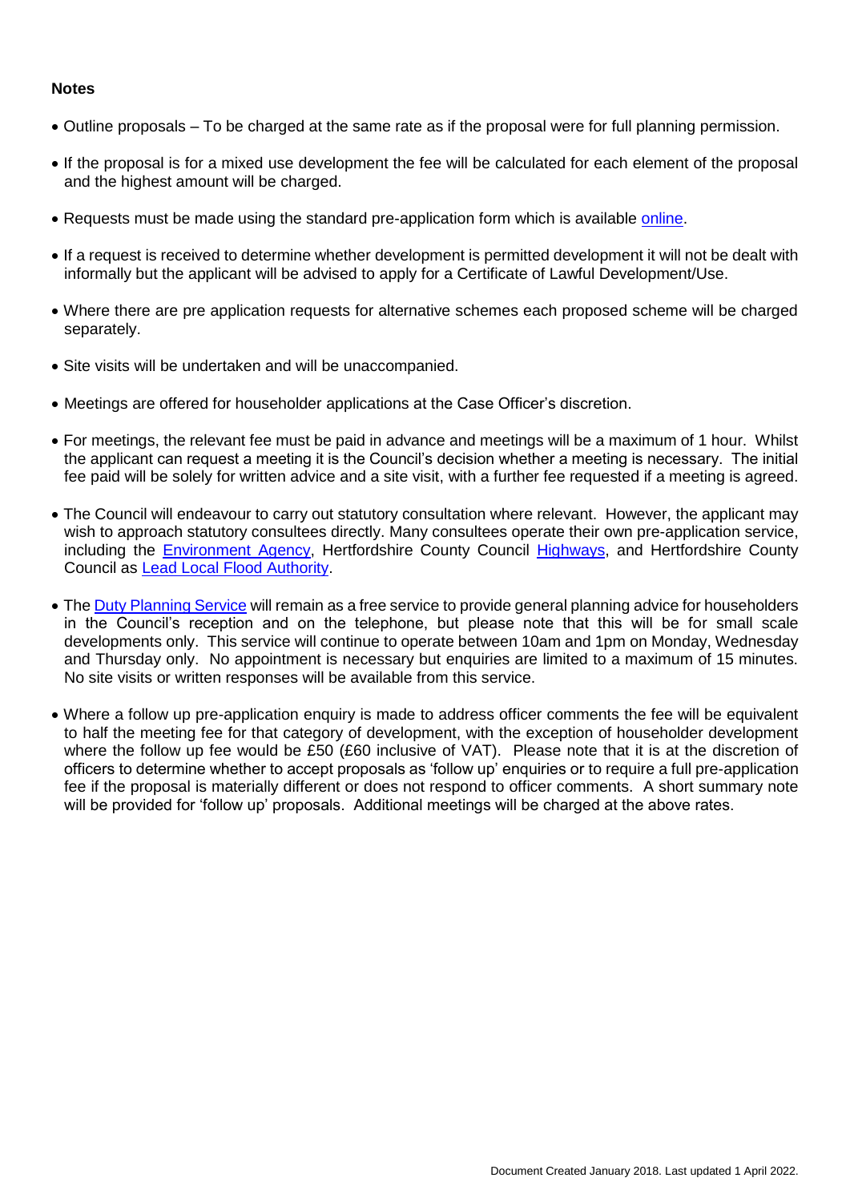**Notes**

- Outline proposals – To be charged at the same rate as if the proposal were for full planning permission.
- If the proposal is for a mixed use development the fee will be calculated for each element of the proposal and the highest amount will be charged.
- Requests must be made using the standard pre-application form which is available online.
- If a request is received to determine whether development is permitted development it will not be dealt with informally but the applicant will be advised to apply for a Certificate of Lawful Development/Use.
- Where there are pre application requests for alternative schemes each proposed scheme will be charged separately.
- Site visits will be undertaken and will be unaccompanied.
- Meetings are offered for householder applications at the Case Officer's discretion.
- For meetings, the relevant fee must be paid in advance and meetings will be a maximum of 1 hour. Whilst the applicant can request a meeting it is the Council's decision whether a meeting is necessary. The initial fee paid will be solely for written advice and a site visit, with a further fee requested if a meeting is agreed.
- The Council will endeavour to carry out statutory consultation where relevant. However, the applicant may wish to approach statutory consultees directly. Many consultees operate their own pre-application service, including the Environment Agency, Hertfordshire County Council Highways, and Hertfordshire County Council as Lead Local Flood Authority.
- The Duty Planning Service will remain as a free service to provide general planning advice for householders in the Council's reception and on the telephone, but please note that this will be for small scale developments only. This service will continue to operate between 10am and 1pm on Monday, Wednesday and Thursday only. No appointment is necessary but enquiries are limited to a maximum of 15 minutes. No site visits or written responses will be available from this service.
- Where a follow up pre-application enquiry is made to address officer comments the fee will be equivalent to half the meeting fee for that category of development, with the exception of householder development where the follow up fee would be £50 (£60 inclusive of VAT). Please note that it is at the discretion of officers to determine whether to accept proposals as 'follow up' enquiries or to require a full pre-application fee if the proposal is materially different or does not respond to officer comments. A short summary note will be provided for 'follow up' proposals. Additional meetings will be charged at the above rates.

Document Created January 2018. Last updated 1 April 2022.